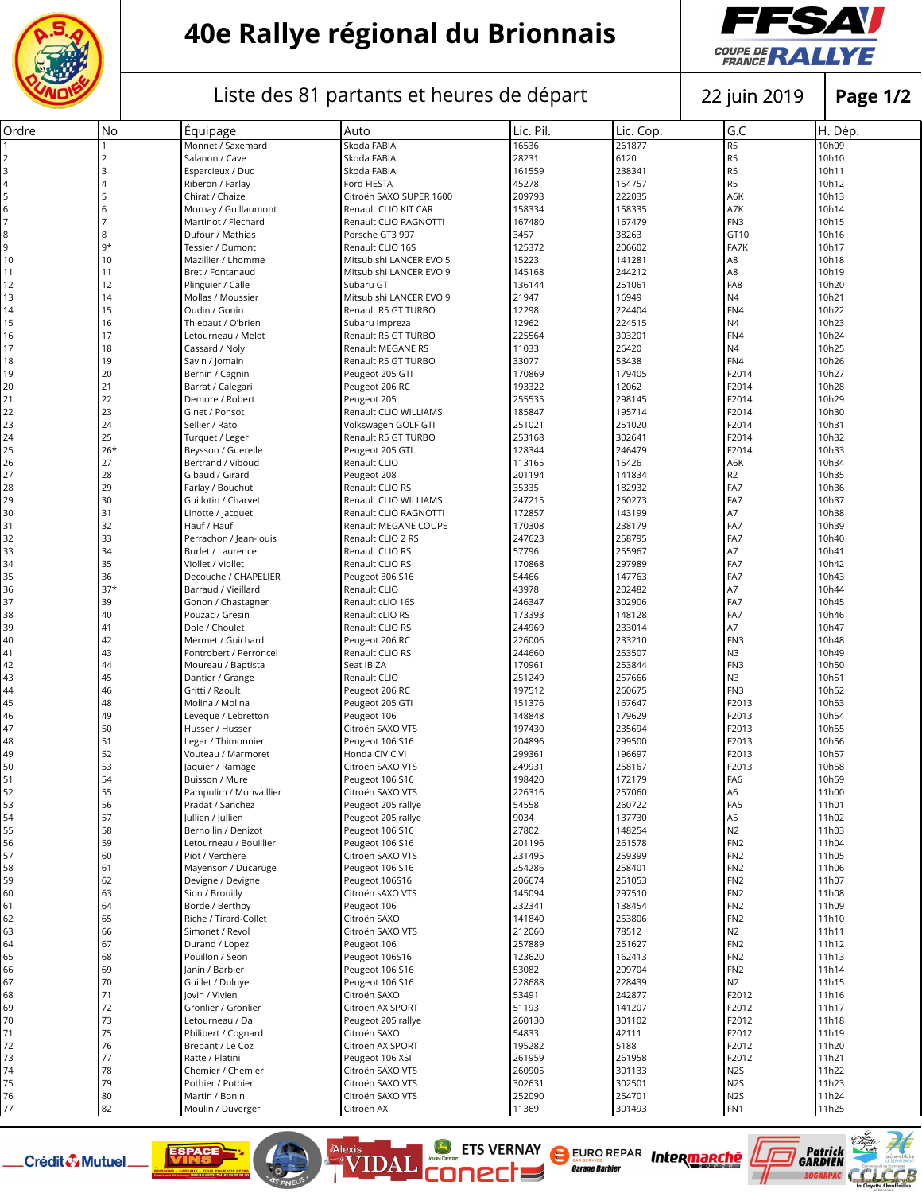# 40e Rallye régional du Brionnais

Liste des 81 partants et heures de départ

22 juin 2019

| Ordre | No | Équipage | Auto | Lic. Pil. | Lic. Cop. | G.C | H. Dép. |
|---|---|---|---|---|---|---|---|
| 1 | 1 | Monnet / Saxemard | Skoda FABIA | 16536 | 261877 | R5 | 10h09 |
| 2 | 2 | Salanon / Cave | Skoda FABIA | 28231 | 6120 | R5 | 10h10 |
| 3 | 3 | Esparcieux / Duc | Skoda FABIA | 161559 | 238341 | R5 | 10h11 |
| 4 | 4 | Riberon / Farlay | Ford FIESTA | 45278 | 154757 | R5 | 10h12 |
| 5 | 5 | Chirat / Chaize | Citroën SAXO SUPER 1600 | 209793 | 222035 | A6K | 10h13 |
| 6 | 6 | Mornay / Guillaumont | Renault CLIO KIT CAR | 158334 | 158335 | A7K | 10h14 |
| 7 | 7 | Martinot / Flechard | Renault CLIO RAGNOTTI | 167480 | 167479 | FN3 | 10h15 |
| 8 | 8 | Dufour / Mathias | Porsche GT3 997 | 3457 | 38263 | GT10 | 10h16 |
| 9 | 9* | Tessier / Dumont | Renault CLIO 16S | 125372 | 206602 | FA7K | 10h17 |
| 10 | 10 | Mazillier / Lhomme | Mitsubishi LANCER EVO 5 | 15223 | 141281 | A8 | 10h18 |
| 11 | 11 | Bret / Fontanaud | Mitsubishi LANCER EVO 9 | 145168 | 244212 | A8 | 10h19 |
| 12 | 12 | Plinguier / Calle | Subaru GT | 136144 | 251061 | FA8 | 10h20 |
| 13 | 14 | Mollas / Moussier | Mitsubishi LANCER EVO 9 | 21947 | 16949 | N4 | 10h21 |
| 14 | 15 | Oudin / Gonin | Renault R5 GT TURBO | 12298 | 224404 | FN4 | 10h22 |
| 15 | 16 | Thiebaut / O'brien | Subaru Impreza | 12962 | 224515 | N4 | 10h23 |
| 16 | 17 | Letourneau / Melot | Renault R5 GT TURBO | 225564 | 303201 | FN4 | 10h24 |
| 17 | 18 | Cassard / Noly | Renault MEGANE RS | 11033 | 26420 | N4 | 10h25 |
| 18 | 19 | Savin / Jomain | Renault R5 GT TURBO | 33077 | 53438 | FN4 | 10h26 |
| 19 | 20 | Bernin / Cagnin | Peugeot 205 GTI | 170869 | 179405 | F2014 | 10h27 |
| 20 | 21 | Barrat / Calegari | Peugeot 206 RC | 193322 | 12062 | F2014 | 10h28 |
| 21 | 22 | Demore / Robert | Peugeot 205 | 255535 | 298145 | F2014 | 10h29 |
| 22 | 23 | Ginet / Ponsot | Renault CLIO WILLIAMS | 185847 | 195714 | F2014 | 10h30 |
| 23 | 24 | Sellier / Rato | Volkswagen GOLF GTI | 251021 | 251020 | F2014 | 10h31 |
| 24 | 25 | Turquet / Leger | Renault R5 GT TURBO | 253168 | 302641 | F2014 | 10h32 |
| 25 | 26* | Beysson / Guerelle | Peugeot 205 GTI | 128344 | 246479 | F2014 | 10h33 |
| 26 | 27 | Bertrand / Viboud | Renault CLIO | 113165 | 15426 | A6K | 10h34 |
| 27 | 28 | Gibaud / Girard | Peugeot 208 | 201194 | 141834 | R2 | 10h35 |
| 28 | 29 | Farlay / Bouchut | Renault CLIO RS | 35335 | 182932 | FA7 | 10h36 |
| 29 | 30 | Guillotin / Charvet | Renault CLIO WILLIAMS | 247215 | 260273 | FA7 | 10h37 |
| 30 | 31 | Linotte / Jacquet | Renault CLIO RAGNOTTI | 172857 | 143199 | A7 | 10h38 |
| 31 | 32 | Hauf / Hauf | Renault MEGANE COUPE | 170308 | 238179 | FA7 | 10h39 |
| 32 | 33 | Perrachon / Jean-louis | Renault CLIO 2 RS | 247623 | 258795 | FA7 | 10h40 |
| 33 | 34 | Burlet / Laurence | Renault CLIO RS | 57796 | 255967 | A7 | 10h41 |
| 34 | 35 | Viollet / Viollet | Renault CLIO RS | 170868 | 297989 | FA7 | 10h42 |
| 35 | 36 | Decouche / CHAPELIER | Peugeot 306 S16 | 54466 | 147763 | FA7 | 10h43 |
| 36 | 37* | Barraud / Vieillard | Renault CLIO | 43978 | 202482 | A7 | 10h44 |
| 37 | 39 | Gonon / Chastagner | Renault cLIO 16S | 246347 | 302906 | FA7 | 10h45 |
| 38 | 40 | Pouzac / Gresin | Renault cLIO RS | 173393 | 148128 | FA7 | 10h46 |
| 39 | 41 | Dole / Choulet | Renault CLIO RS | 244969 | 233014 | A7 | 10h47 |
| 40 | 42 | Mermet / Guichard | Peugeot 206 RC | 226006 | 233210 | FN3 | 10h48 |
| 41 | 43 | Fontrobert / Perroncel | Renault CLIO RS | 244660 | 253507 | N3 | 10h49 |
| 42 | 44 | Moureau / Baptista | Seat IBIZA | 170961 | 253844 | FN3 | 10h50 |
| 43 | 45 | Dantier / Grange | Renault CLIO | 251249 | 257666 | N3 | 10h51 |
| 44 | 46 | Gritti / Raoult | Peugeot 206 RC | 197512 | 260675 | FN3 | 10h52 |
| 45 | 48 | Molina / Molina | Peugeot 205 GTI | 151376 | 167647 | F2013 | 10h53 |
| 46 | 49 | Leveque / Lebretton | Peugeot 106 | 148848 | 179629 | F2013 | 10h54 |
| 47 | 50 | Husser / Husser | Citroën SAXO VTS | 197430 | 235694 | F2013 | 10h55 |
| 48 | 51 | Leger / Thimonnier | Peugeot 106 S16 | 204896 | 299500 | F2013 | 10h56 |
| 49 | 52 | Vouteau / Marmoret | Honda CIVIC VI | 299361 | 196697 | F2013 | 10h57 |
| 50 | 53 | Jaquier / Ramage | Citroën SAXO VTS | 249931 | 258167 | F2013 | 10h58 |
| 51 | 54 | Buisson / Mure | Peugeot 106 S16 | 198420 | 172179 | FA6 | 10h59 |
| 52 | 55 | Pampulim / Monvaillier | Citroën SAXO VTS | 226316 | 257060 | A6 | 11h00 |
| 53 | 56 | Pradat / Sanchez | Peugeot 205 rallye | 54558 | 260722 | FA5 | 11h01 |
| 54 | 57 | Jullien / Jullien | Peugeot 205 rallye | 9034 | 137730 | A5 | 11h02 |
| 55 | 58 | Bernollin / Denizot | Peugeot 106 S16 | 27802 | 148254 | N2 | 11h03 |
| 56 | 59 | Letourneau / Bouillier | Peugeot 106 S16 | 201196 | 261578 | FN2 | 11h04 |
| 57 | 60 | Piot / Verchere | Citroën SAXO VTS | 231495 | 259399 | FN2 | 11h05 |
| 58 | 61 | Mayenson / Ducaruge | Peugeot 106 S16 | 254286 | 258401 | FN2 | 11h06 |
| 59 | 62 | Devigne / Devigne | Peugeot 106S16 | 206674 | 251053 | FN2 | 11h07 |
| 60 | 63 | Sion / Brouilly | Citroën sAXO VTS | 145094 | 297510 | FN2 | 11h08 |
| 61 | 64 | Borde / Berthoy | Peugeot 106 | 232341 | 138454 | FN2 | 11h09 |
| 62 | 65 | Riche / Tirard-Collet | Citroën SAXO | 141840 | 253806 | FN2 | 11h10 |
| 63 | 66 | Simonet / Revol | Citroën SAXO VTS | 212060 | 78512 | N2 | 11h11 |
| 64 | 67 | Durand / Lopez | Peugeot 106 | 257889 | 251627 | FN2 | 11h12 |
| 65 | 68 | Pouillon / Seon | Peugeot 106S16 | 123620 | 162413 | FN2 | 11h13 |
| 66 | 69 | Janin / Barbier | Peugeot 106 S16 | 53082 | 209704 | FN2 | 11h14 |
| 67 | 70 | Guillet / Duluye | Peugeot 106 S16 | 228688 | 228439 | N2 | 11h15 |
| 68 | 71 | Jovin / Vivien | Citroën SAXO | 53491 | 242877 | F2012 | 11h16 |
| 69 | 72 | Gronlier / Gronlier | Citroën AX SPORT | 51193 | 141207 | F2012 | 11h17 |
| 70 | 73 | Letourneau / Da | Peugeot 205 rallye | 260130 | 301102 | F2012 | 11h18 |
| 71 | 75 | Philibert / Cognard | Citroën SAXO | 54833 | 42111 | F2012 | 11h19 |
| 72 | 76 | Brebant / Le Coz | Citroën AX SPORT | 195282 | 5188 | F2012 | 11h20 |
| 73 | 77 | Ratte / Platini | Peugeot 106 XSI | 261959 | 261958 | F2012 | 11h21 |
| 74 | 78 | Chemier / Chemier | Citroën SAXO VTS | 260905 | 301133 | N2S | 11h22 |
| 75 | 79 | Pothier / Pothier | Citroën SAXO VTS | 302631 | 302501 | N2S | 11h23 |
| 76 | 80 | Martin / Bonin | Citroën SAXO VTS | 252090 | 254701 | N2S | 11h24 |
| 77 | 82 | Moulin / Duverger | Citroën AX | 11369 | 301493 | FN1 | 11h25 |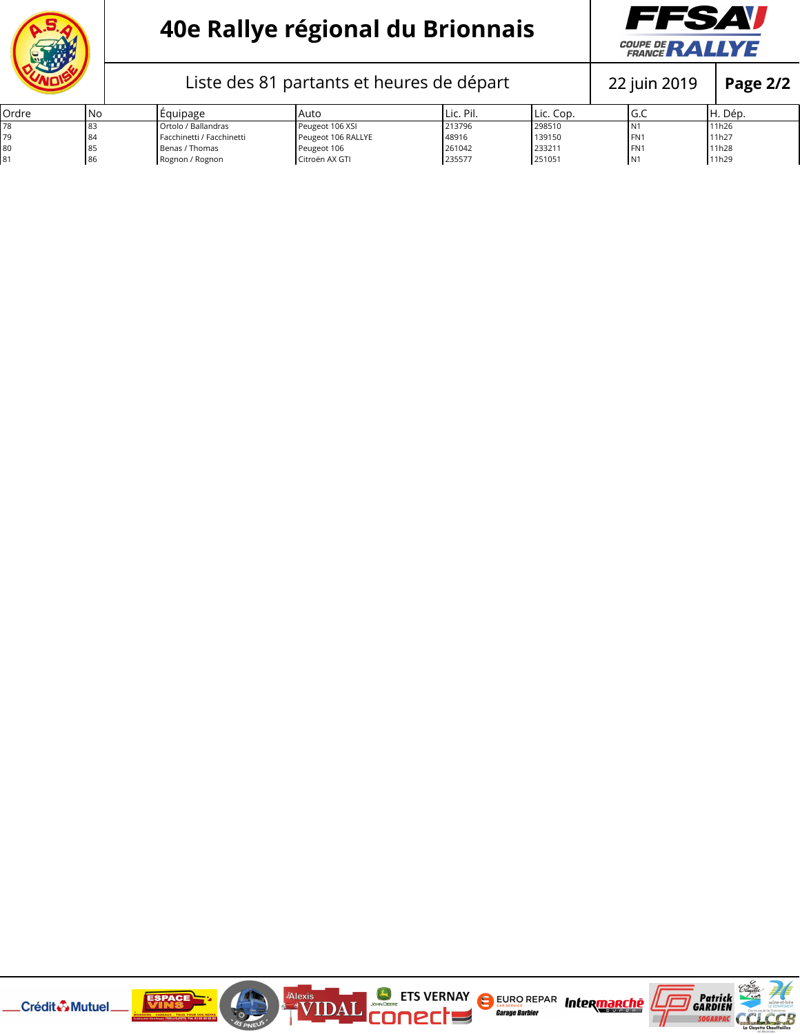# 40e Rallye régional du Brionnais

Liste des 81 partants et heures de départ

22 juin 2019

| Ordre | No | Équipage | Auto | Lic. Pil. | Lic. Cop. | G.C | H. Dép. |
|---|---|---|---|---|---|---|---|
| 78 | 83 | Ortolo / Ballandras | Peugeot 106 XSI | 213796 | 298510 | N1 | 11h26 |
| 79 | 84 | Facchinetti / Facchinetti | Peugeot 106 RALLYE | 48916 | 139150 | FN1 | 11h27 |
| 80 | 85 | Benas / Thomas | Peugeot 106 | 261042 | 233211 | FN1 | 11h28 |
| 81 | 86 | Rognon / Rognon | Citroën AX GTI | 235577 | 251051 | N1 | 11h29 |